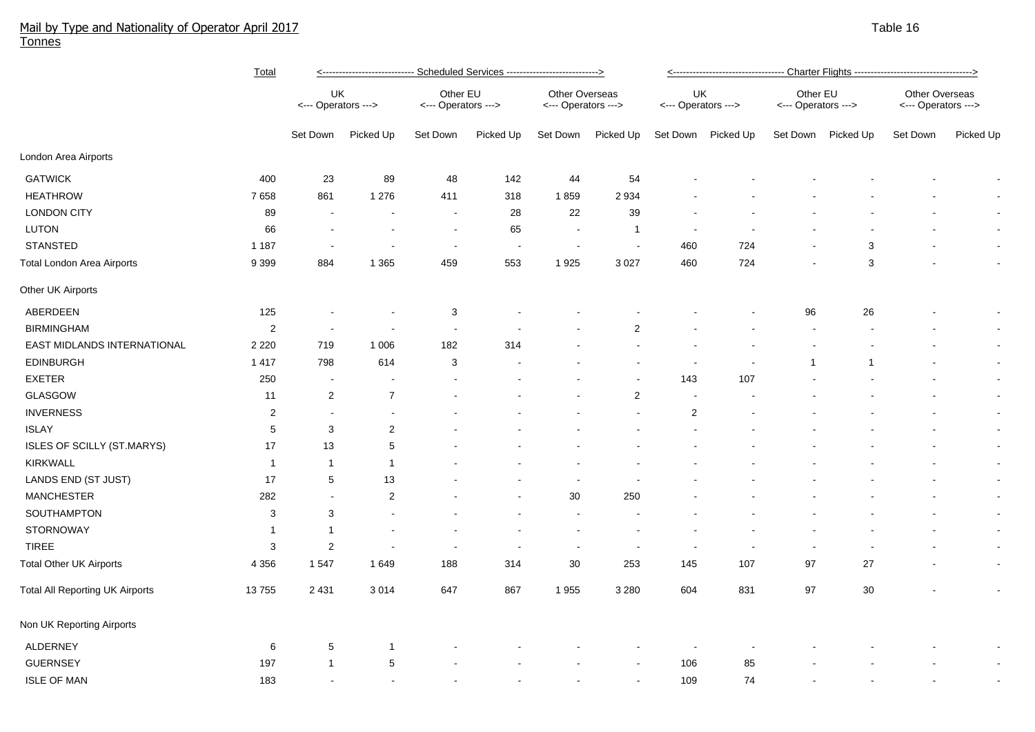# Mail by Type and Nationality of Operator April 2017
Tonnes

Table 16

| | Total | Scheduled Services | | | | | | Charter Flights | | | | | |
|---|---|---|---|---|---|---|---|---|---|---|---|---|---|
| | | UK <--- Operators ---> | | Other EU <--- Operators ---> | | Other Overseas <--- Operators ---> | | UK <--- Operators ---> | | Other EU <--- Operators ---> | | Other Overseas <--- Operators ---> | |
| | | Set Down | Picked Up | Set Down | Picked Up | Set Down | Picked Up | Set Down | Picked Up | Set Down | Picked Up | Set Down | Picked Up |
| London Area Airports | | | | | | | | | | | | | |
| GATWICK | 400 | 23 | 89 | 48 | 142 | 44 | 54 | - | - | - | - | - | - |
| HEATHROW | 7 658 | 861 | 1 276 | 411 | 318 | 1 859 | 2 934 | - | - | - | - | - | - |
| LONDON CITY | 89 | - | - | - | 28 | 22 | 39 | - | - | - | - | - | - |
| LUTON | 66 | - | - | - | 65 | - | 1 | - | - | - | - | - | - |
| STANSTED | 1 187 | - | - | - | - | - | - | 460 | 724 | - | 3 | - | - |
| Total London Area Airports | 9 399 | 884 | 1 365 | 459 | 553 | 1 925 | 3 027 | 460 | 724 | - | 3 | - | - |
| Other UK Airports | | | | | | | | | | | | | |
| ABERDEEN | 125 | - | - | 3 | - | - | - | - | - | 96 | 26 | - | - |
| BIRMINGHAM | 2 | - | - | - | - | - | 2 | - | - | - | - | - | - |
| EAST MIDLANDS INTERNATIONAL | 2 220 | 719 | 1 006 | 182 | 314 | - | - | - | - | - | - | - | - |
| EDINBURGH | 1 417 | 798 | 614 | 3 | - | - | - | - | - | 1 | 1 | - | - |
| EXETER | 250 | - | - | - | - | - | - | 143 | 107 | - | - | - | - |
| GLASGOW | 11 | 2 | 7 | - | - | - | 2 | - | - | - | - | - | - |
| INVERNESS | 2 | - | - | - | - | - | - | 2 | - | - | - | - | - |
| ISLAY | 5 | 3 | 2 | - | - | - | - | - | - | - | - | - | - |
| ISLES OF SCILLY (ST.MARYS) | 17 | 13 | 5 | - | - | - | - | - | - | - | - | - | - |
| KIRKWALL | 1 | 1 | 1 | - | - | - | - | - | - | - | - | - | - |
| LANDS END (ST JUST) | 17 | 5 | 13 | - | - | - | - | - | - | - | - | - | - |
| MANCHESTER | 282 | - | 2 | - | - | 30 | 250 | - | - | - | - | - | - |
| SOUTHAMPTON | 3 | 3 | - | - | - | - | - | - | - | - | - | - | - |
| STORNOWAY | 1 | 1 | - | - | - | - | - | - | - | - | - | - | - |
| TIREE | 3 | 2 | - | - | - | - | - | - | - | - | - | - | - |
| Total Other UK Airports | 4 356 | 1 547 | 1 649 | 188 | 314 | 30 | 253 | 145 | 107 | 97 | 27 | - | - |
| Total All Reporting UK Airports | 13 755 | 2 431 | 3 014 | 647 | 867 | 1 955 | 3 280 | 604 | 831 | 97 | 30 | - | - |
| Non UK Reporting Airports | | | | | | | | | | | | | |
| ALDERNEY | 6 | 5 | 1 | - | - | - | - | - | - | - | - | - | - |
| GUERNSEY | 197 | 1 | 5 | - | - | - | - | 106 | 85 | - | - | - | - |
| ISLE OF MAN | 183 | - | - | - | - | - | - | 109 | 74 | - | - | - | - |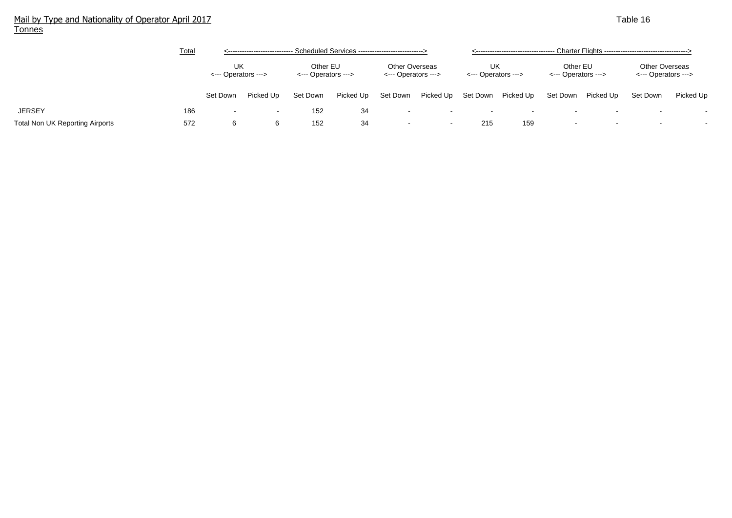Mail by Type and Nationality of Operator April 2017
Tonnes

Table 16

| | Total | Scheduled Services | | | | | | Charter Flights | | | | | |
|---|---|---|---|---|---|---|---|---|---|---|---|---|---|
| | | UK <--- Operators ---> | | Other EU <--- Operators ---> | | Other Overseas <--- Operators ---> | | UK <--- Operators ---> | | Other EU <--- Operators ---> | | Other Overseas <--- Operators ---> | |
| | | Set Down | Picked Up | Set Down | Picked Up | Set Down | Picked Up | Set Down | Picked Up | Set Down | Picked Up | Set Down | Picked Up |
| JERSEY | 186 | - | - | 152 | 34 | - | - | - | - | - | - | - | - |
| Total Non UK Reporting Airports | 572 | 6 | 6 | 152 | 34 | - | - | 215 | 159 | - | - | - | - |